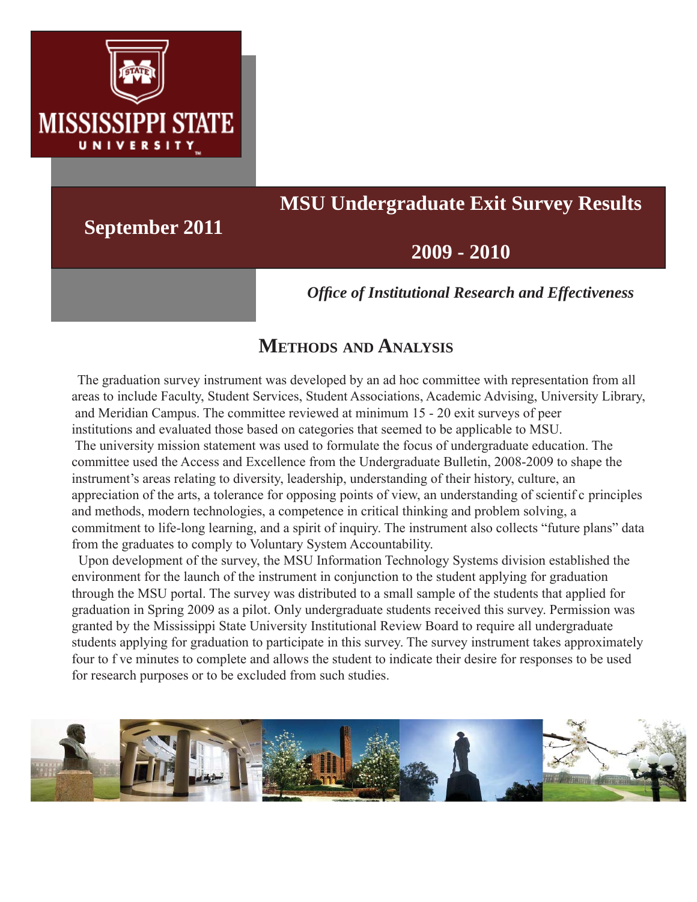Mississippi State University

**September 2011**

# MSU Undergraduate Exit Survey Results

## 2009 - 2010

***Office of Institutional Research and Effectiveness***

## Methods and Analysis

The graduation survey instrument was developed by an ad hoc committee with representation from all areas to include Faculty, Student Services, Student Associations, Academic Advising, University Library, and Meridian Campus. The committee reviewed at minimum 15 - 20 exit surveys of peer institutions and evaluated those based on categories that seemed to be applicable to MSU. The university mission statement was used to formulate the focus of undergraduate education. The committee used the Access and Excellence from the Undergraduate Bulletin, 2008-2009 to shape the instrument's areas relating to diversity, leadership, understanding of their history, culture, an appreciation of the arts, a tolerance for opposing points of view, an understanding of scientific principles and methods, modern technologies, a competence in critical thinking and problem solving, a commitment to life-long learning, and a spirit of inquiry. The instrument also collects "future plans" data from the graduates to comply to Voluntary System Accountability.

Upon development of the survey, the MSU Information Technology Systems division established the environment for the launch of the instrument in conjunction to the student applying for graduation through the MSU portal. The survey was distributed to a small sample of the students that applied for graduation in Spring 2009 as a pilot. Only undergraduate students received this survey. Permission was granted by the Mississippi State University Institutional Review Board to require all undergraduate students applying for graduation to participate in this survey. The survey instrument takes approximately four to five minutes to complete and allows the student to indicate their desire for responses to be used for research purposes or to be excluded from such studies.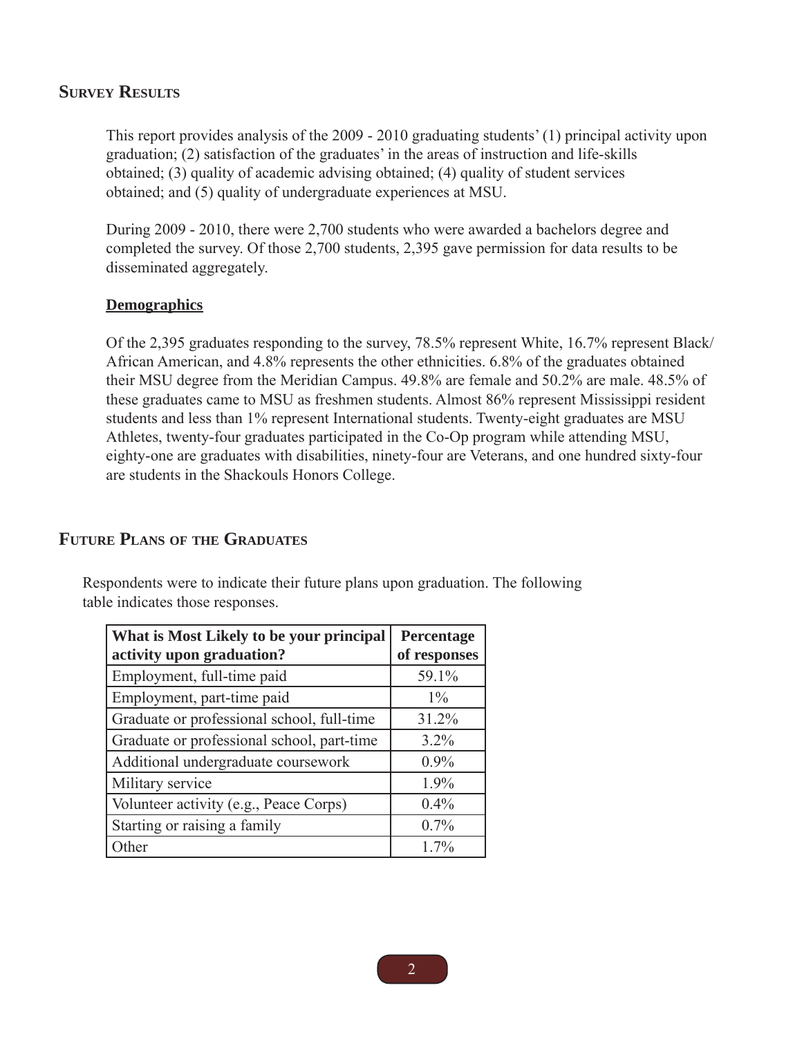## Survey Results

This report provides analysis of the 2009 - 2010 graduating students' (1) principal activity upon graduation; (2) satisfaction of the graduates' in the areas of instruction and life-skills obtained; (3) quality of academic advising obtained; (4) quality of student services obtained; and (5) quality of undergraduate experiences at MSU.

During 2009 - 2010, there were 2,700 students who were awarded a bachelors degree and completed the survey. Of those 2,700 students, 2,395 gave permission for data results to be disseminated aggregately.

### Demographics

Of the 2,395 graduates responding to the survey, 78.5% represent White, 16.7% represent Black/African American, and 4.8% represents the other ethnicities. 6.8% of the graduates obtained their MSU degree from the Meridian Campus. 49.8% are female and 50.2% are male. 48.5% of these graduates came to MSU as freshmen students. Almost 86% represent Mississippi resident students and less than 1% represent International students. Twenty-eight graduates are MSU Athletes, twenty-four graduates participated in the Co-Op program while attending MSU, eighty-one are graduates with disabilities, ninety-four are Veterans, and one hundred sixty-four are students in the Shackouls Honors College.

## Future Plans of the Graduates

Respondents were to indicate their future plans upon graduation. The following table indicates those responses.

| What is Most Likely to be your principal activity upon graduation? | Percentage of responses |
|---|---|
| Employment, full-time paid | 59.1% |
| Employment, part-time paid | 1% |
| Graduate or professional school, full-time | 31.2% |
| Graduate or professional school, part-time | 3.2% |
| Additional undergraduate coursework | 0.9% |
| Military service | 1.9% |
| Volunteer activity (e.g., Peace Corps) | 0.4% |
| Starting or raising a family | 0.7% |
| Other | 1.7% |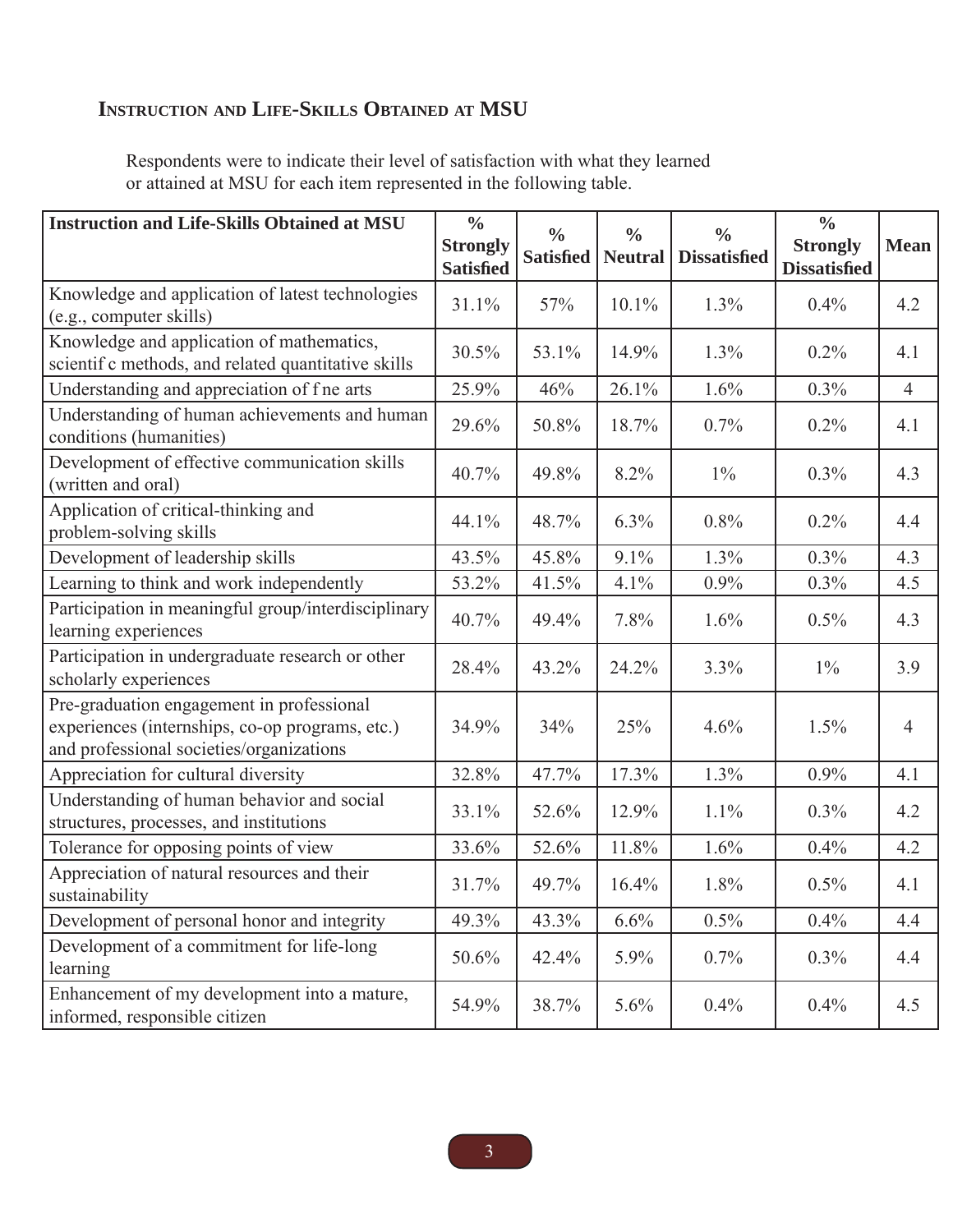## Instruction and Life-Skills Obtained at MSU

Respondents were to indicate their level of satisfaction with what they learned or attained at MSU for each item represented in the following table.

| Instruction and Life-Skills Obtained at MSU | % Strongly Satisfied | % Satisfied | % Neutral | % Dissatisfied | % Strongly Dissatisfied | Mean |
|---|---|---|---|---|---|---|
| Knowledge and application of latest technologies (e.g., computer skills) | 31.1% | 57% | 10.1% | 1.3% | 0.4% | 4.2 |
| Knowledge and application of mathematics, scientif c methods, and related quantitative skills | 30.5% | 53.1% | 14.9% | 1.3% | 0.2% | 4.1 |
| Understanding and appreciation of f ne arts | 25.9% | 46% | 26.1% | 1.6% | 0.3% | 4 |
| Understanding of human achievements and human conditions (humanities) | 29.6% | 50.8% | 18.7% | 0.7% | 0.2% | 4.1 |
| Development of effective communication skills (written and oral) | 40.7% | 49.8% | 8.2% | 1% | 0.3% | 4.3 |
| Application of critical-thinking and problem-solving skills | 44.1% | 48.7% | 6.3% | 0.8% | 0.2% | 4.4 |
| Development of leadership skills | 43.5% | 45.8% | 9.1% | 1.3% | 0.3% | 4.3 |
| Learning to think and work independently | 53.2% | 41.5% | 4.1% | 0.9% | 0.3% | 4.5 |
| Participation in meaningful group/interdisciplinary learning experiences | 40.7% | 49.4% | 7.8% | 1.6% | 0.5% | 4.3 |
| Participation in undergraduate research or other scholarly experiences | 28.4% | 43.2% | 24.2% | 3.3% | 1% | 3.9 |
| Pre-graduation engagement in professional experiences (internships, co-op programs, etc.) and professional societies/organizations | 34.9% | 34% | 25% | 4.6% | 1.5% | 4 |
| Appreciation for cultural diversity | 32.8% | 47.7% | 17.3% | 1.3% | 0.9% | 4.1 |
| Understanding of human behavior and social structures, processes, and institutions | 33.1% | 52.6% | 12.9% | 1.1% | 0.3% | 4.2 |
| Tolerance for opposing points of view | 33.6% | 52.6% | 11.8% | 1.6% | 0.4% | 4.2 |
| Appreciation of natural resources and their sustainability | 31.7% | 49.7% | 16.4% | 1.8% | 0.5% | 4.1 |
| Development of personal honor and integrity | 49.3% | 43.3% | 6.6% | 0.5% | 0.4% | 4.4 |
| Development of a commitment for life-long learning | 50.6% | 42.4% | 5.9% | 0.7% | 0.3% | 4.4 |
| Enhancement of my development into a mature, informed, responsible citizen | 54.9% | 38.7% | 5.6% | 0.4% | 0.4% | 4.5 |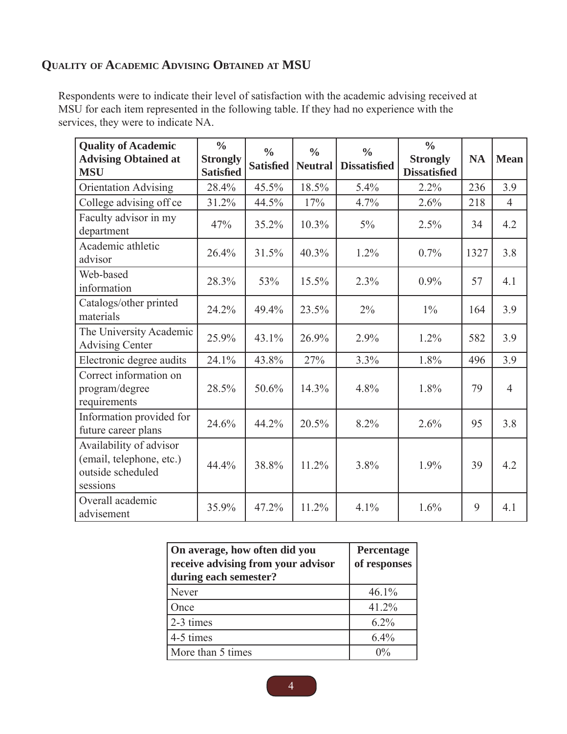## Quality of Academic Advising Obtained at MSU

Respondents were to indicate their level of satisfaction with the academic advising received at MSU for each item represented in the following table. If they had no experience with the services, they were to indicate NA.

| Quality of Academic Advising Obtained at MSU | % Strongly Satisfied | % Satisfied | % Neutral | % Dissatisfied | % Strongly Dissatisfied | NA | Mean |
|---|---|---|---|---|---|---|---|
| Orientation Advising | 28.4% | 45.5% | 18.5% | 5.4% | 2.2% | 236 | 3.9 |
| College advising off ce | 31.2% | 44.5% | 17% | 4.7% | 2.6% | 218 | 4 |
| Faculty advisor in my department | 47% | 35.2% | 10.3% | 5% | 2.5% | 34 | 4.2 |
| Academic athletic advisor | 26.4% | 31.5% | 40.3% | 1.2% | 0.7% | 1327 | 3.8 |
| Web-based information | 28.3% | 53% | 15.5% | 2.3% | 0.9% | 57 | 4.1 |
| Catalogs/other printed materials | 24.2% | 49.4% | 23.5% | 2% | 1% | 164 | 3.9 |
| The University Academic Advising Center | 25.9% | 43.1% | 26.9% | 2.9% | 1.2% | 582 | 3.9 |
| Electronic degree audits | 24.1% | 43.8% | 27% | 3.3% | 1.8% | 496 | 3.9 |
| Correct information on program/degree requirements | 28.5% | 50.6% | 14.3% | 4.8% | 1.8% | 79 | 4 |
| Information provided for future career plans | 24.6% | 44.2% | 20.5% | 8.2% | 2.6% | 95 | 3.8 |
| Availability of advisor (email, telephone, etc.) outside scheduled sessions | 44.4% | 38.8% | 11.2% | 3.8% | 1.9% | 39 | 4.2 |
| Overall academic advisement | 35.9% | 47.2% | 11.2% | 4.1% | 1.6% | 9 | 4.1 |

| On average, how often did you receive advising from your advisor during each semester? | Percentage of responses |
|---|---|
| Never | 46.1% |
| Once | 41.2% |
| 2-3 times | 6.2% |
| 4-5 times | 6.4% |
| More than 5 times | 0% |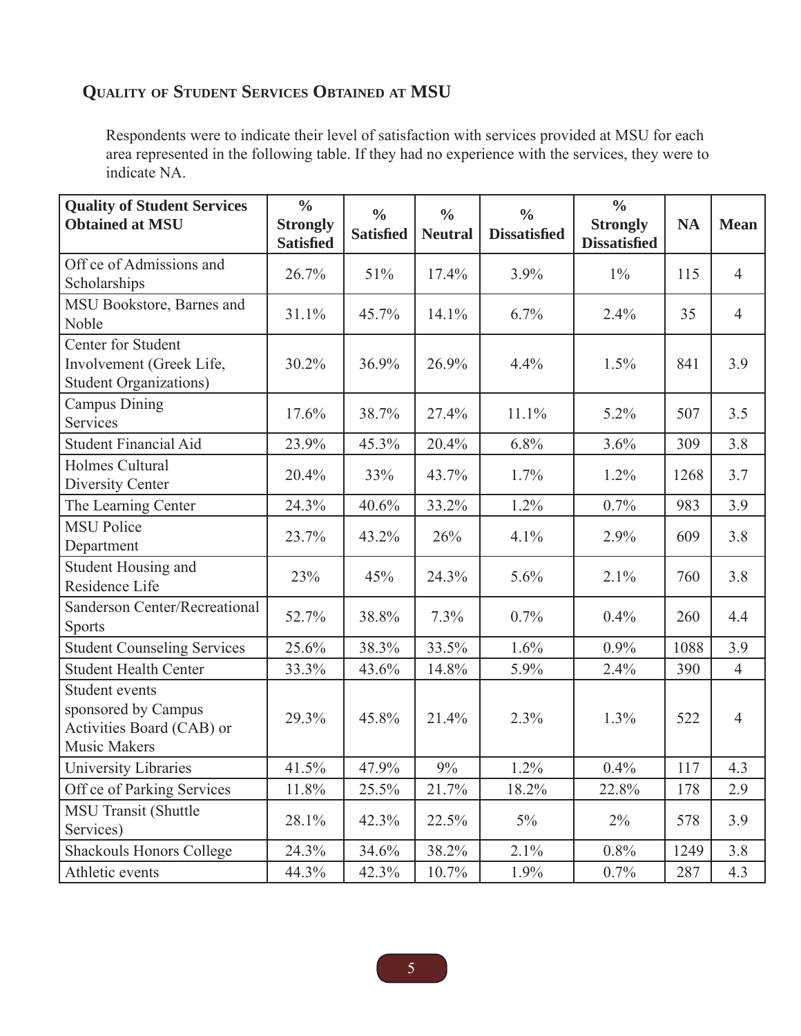## Quality of Student Services Obtained at MSU

Respondents were to indicate their level of satisfaction with services provided at MSU for each area represented in the following table. If they had no experience with the services, they were to indicate NA.

| Quality of Student Services Obtained at MSU | % Strongly Satisfied | % Satisfied | % Neutral | % Dissatisfied | % Strongly Dissatisfied | NA | Mean |
|---|---|---|---|---|---|---|---|
| Off ce of Admissions and Scholarships | 26.7% | 51% | 17.4% | 3.9% | 1% | 115 | 4 |
| MSU Bookstore, Barnes and Noble | 31.1% | 45.7% | 14.1% | 6.7% | 2.4% | 35 | 4 |
| Center for Student Involvement (Greek Life, Student Organizations) | 30.2% | 36.9% | 26.9% | 4.4% | 1.5% | 841 | 3.9 |
| Campus Dining Services | 17.6% | 38.7% | 27.4% | 11.1% | 5.2% | 507 | 3.5 |
| Student Financial Aid | 23.9% | 45.3% | 20.4% | 6.8% | 3.6% | 309 | 3.8 |
| Holmes Cultural Diversity Center | 20.4% | 33% | 43.7% | 1.7% | 1.2% | 1268 | 3.7 |
| The Learning Center | 24.3% | 40.6% | 33.2% | 1.2% | 0.7% | 983 | 3.9 |
| MSU Police Department | 23.7% | 43.2% | 26% | 4.1% | 2.9% | 609 | 3.8 |
| Student Housing and Residence Life | 23% | 45% | 24.3% | 5.6% | 2.1% | 760 | 3.8 |
| Sanderson Center/Recreational Sports | 52.7% | 38.8% | 7.3% | 0.7% | 0.4% | 260 | 4.4 |
| Student Counseling Services | 25.6% | 38.3% | 33.5% | 1.6% | 0.9% | 1088 | 3.9 |
| Student Health Center | 33.3% | 43.6% | 14.8% | 5.9% | 2.4% | 390 | 4 |
| Student events sponsored by Campus Activities Board (CAB) or Music Makers | 29.3% | 45.8% | 21.4% | 2.3% | 1.3% | 522 | 4 |
| University Libraries | 41.5% | 47.9% | 9% | 1.2% | 0.4% | 117 | 4.3 |
| Off ce of Parking Services | 11.8% | 25.5% | 21.7% | 18.2% | 22.8% | 178 | 2.9 |
| MSU Transit (Shuttle Services) | 28.1% | 42.3% | 22.5% | 5% | 2% | 578 | 3.9 |
| Shackouls Honors College | 24.3% | 34.6% | 38.2% | 2.1% | 0.8% | 1249 | 3.8 |
| Athletic events | 44.3% | 42.3% | 10.7% | 1.9% | 0.7% | 287 | 4.3 |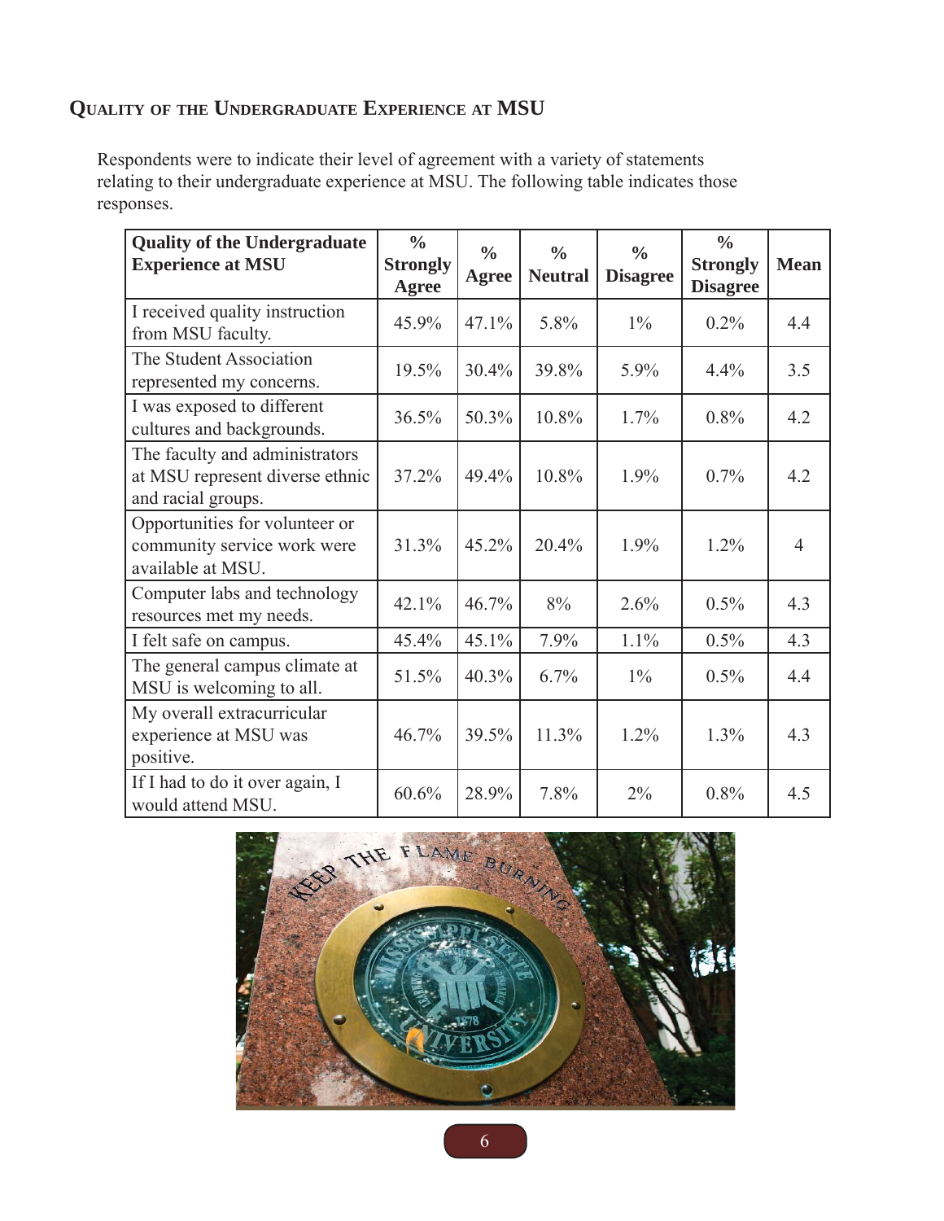## Quality of the Undergraduate Experience at MSU

Respondents were to indicate their level of agreement with a variety of statements relating to their undergraduate experience at MSU. The following table indicates those responses.

| Quality of the Undergraduate Experience at MSU | % Strongly Agree | % Agree | % Neutral | % Disagree | % Strongly Disagree | Mean |
|---|---|---|---|---|---|---|
| I received quality instruction from MSU faculty. | 45.9% | 47.1% | 5.8% | 1% | 0.2% | 4.4 |
| The Student Association represented my concerns. | 19.5% | 30.4% | 39.8% | 5.9% | 4.4% | 3.5 |
| I was exposed to different cultures and backgrounds. | 36.5% | 50.3% | 10.8% | 1.7% | 0.8% | 4.2 |
| The faculty and administrators at MSU represent diverse ethnic and racial groups. | 37.2% | 49.4% | 10.8% | 1.9% | 0.7% | 4.2 |
| Opportunities for volunteer or community service work were available at MSU. | 31.3% | 45.2% | 20.4% | 1.9% | 1.2% | 4 |
| Computer labs and technology resources met my needs. | 42.1% | 46.7% | 8% | 2.6% | 0.5% | 4.3 |
| I felt safe on campus. | 45.4% | 45.1% | 7.9% | 1.1% | 0.5% | 4.3 |
| The general campus climate at MSU is welcoming to all. | 51.5% | 40.3% | 6.7% | 1% | 0.5% | 4.4 |
| My overall extracurricular experience at MSU was positive. | 46.7% | 39.5% | 11.3% | 1.2% | 1.3% | 4.3 |
| If I had to do it over again, I would attend MSU. | 60.6% | 28.9% | 7.8% | 2% | 0.8% | 4.5 |